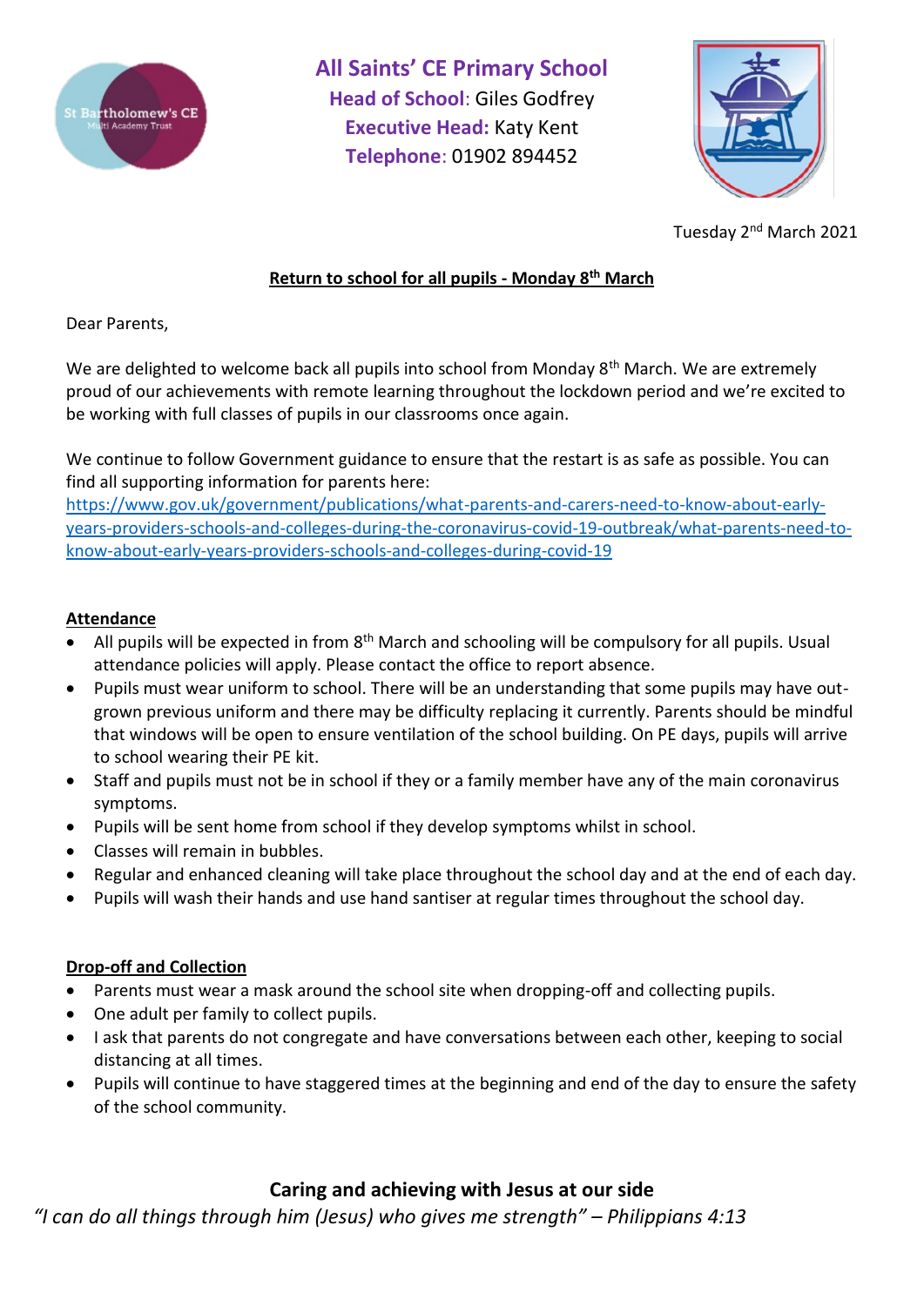# All Saints' CE Primary School

**Head of School**: Giles Godfrey
**Executive Head:** Katy Kent
**Telephone**: 01902 894452

Tuesday 2nd March 2021

**Return to school for all pupils - Monday 8th March**

Dear Parents,

We are delighted to welcome back all pupils into school from Monday 8th March. We are extremely proud of our achievements with remote learning throughout the lockdown period and we're excited to be working with full classes of pupils in our classrooms once again.

We continue to follow Government guidance to ensure that the restart is as safe as possible. You can find all supporting information for parents here: https://www.gov.uk/government/publications/what-parents-and-carers-need-to-know-about-early-years-providers-schools-and-colleges-during-the-coronavirus-covid-19-outbreak/what-parents-need-to-know-about-early-years-providers-schools-and-colleges-during-covid-19

## Attendance

- All pupils will be expected in from 8th March and schooling will be compulsory for all pupils. Usual attendance policies will apply. Please contact the office to report absence.
- Pupils must wear uniform to school. There will be an understanding that some pupils may have out-grown previous uniform and there may be difficulty replacing it currently. Parents should be mindful that windows will be open to ensure ventilation of the school building. On PE days, pupils will arrive to school wearing their PE kit.
- Staff and pupils must not be in school if they or a family member have any of the main coronavirus symptoms.
- Pupils will be sent home from school if they develop symptoms whilst in school.
- Classes will remain in bubbles.
- Regular and enhanced cleaning will take place throughout the school day and at the end of each day.
- Pupils will wash their hands and use hand santiser at regular times throughout the school day.

## Drop-off and Collection

- Parents must wear a mask around the school site when dropping-off and collecting pupils.
- One adult per family to collect pupils.
- I ask that parents do not congregate and have conversations between each other, keeping to social distancing at all times.
- Pupils will continue to have staggered times at the beginning and end of the day to ensure the safety of the school community.

**Caring and achieving with Jesus at our side**

*"I can do all things through him (Jesus) who gives me strength" – Philippians 4:13*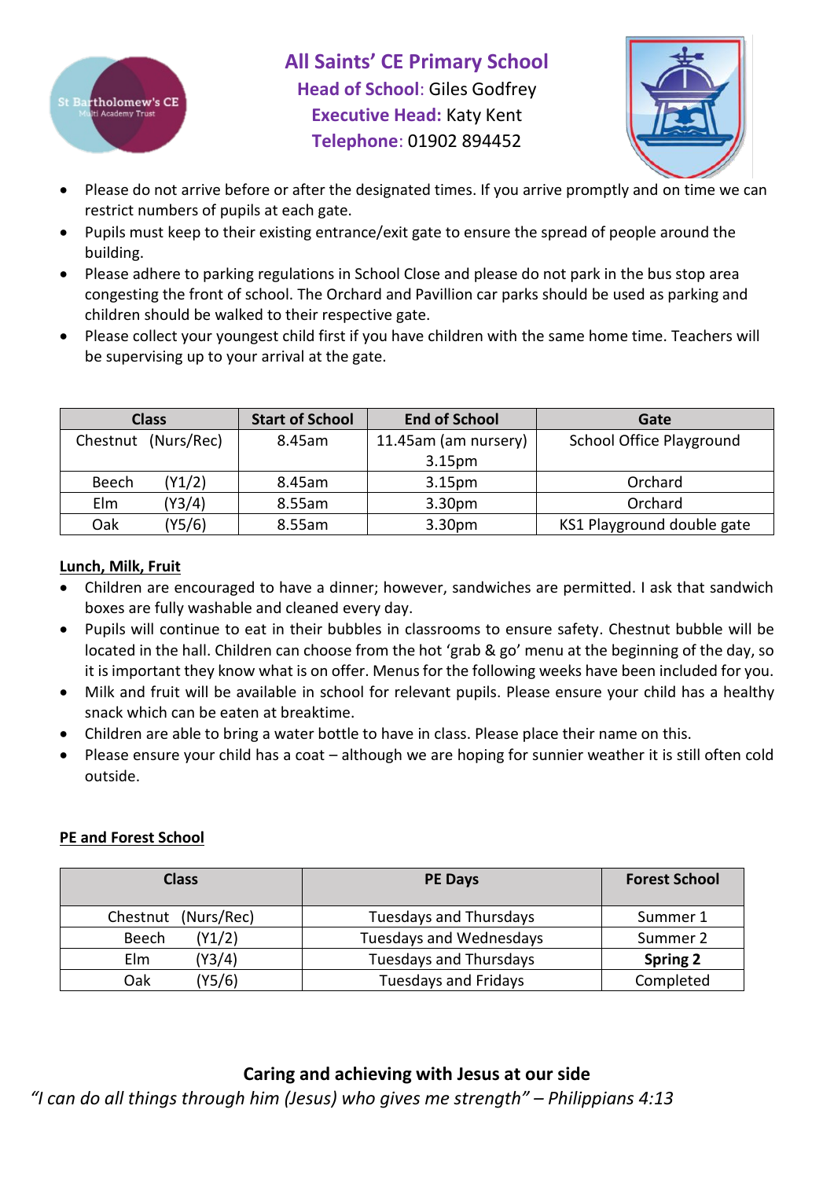# All Saints' CE Primary School

**Head of School:** Giles Godfrey
**Executive Head:** Katy Kent
**Telephone:** 01902 894452

- Please do not arrive before or after the designated times. If you arrive promptly and on time we can restrict numbers of pupils at each gate.
- Pupils must keep to their existing entrance/exit gate to ensure the spread of people around the building.
- Please adhere to parking regulations in School Close and please do not park in the bus stop area congesting the front of school. The Orchard and Pavillion car parks should be used as parking and children should be walked to their respective gate.
- Please collect your youngest child first if you have children with the same home time. Teachers will be supervising up to your arrival at the gate.

| Class | Start of School | End of School | Gate |
|---|---|---|---|
| Chestnut (Nurs/Rec) | 8.45am | 11.45am (am nursery) 3.15pm | School Office Playground |
| Beech (Y1/2) | 8.45am | 3.15pm | Orchard |
| Elm (Y3/4) | 8.55am | 3.30pm | Orchard |
| Oak (Y5/6) | 8.55am | 3.30pm | KS1 Playground double gate |

**Lunch, Milk, Fruit**

- Children are encouraged to have a dinner; however, sandwiches are permitted. I ask that sandwich boxes are fully washable and cleaned every day.
- Pupils will continue to eat in their bubbles in classrooms to ensure safety. Chestnut bubble will be located in the hall. Children can choose from the hot 'grab & go' menu at the beginning of the day, so it is important they know what is on offer. Menus for the following weeks have been included for you.
- Milk and fruit will be available in school for relevant pupils. Please ensure your child has a healthy snack which can be eaten at breaktime.
- Children are able to bring a water bottle to have in class. Please place their name on this.
- Please ensure your child has a coat – although we are hoping for sunnier weather it is still often cold outside.

**PE and Forest School**

| Class | PE Days | Forest School |
|---|---|---|
| Chestnut (Nurs/Rec) | Tuesdays and Thursdays | Summer 1 |
| Beech (Y1/2) | Tuesdays and Wednesdays | Summer 2 |
| Elm (Y3/4) | Tuesdays and Thursdays | **Spring 2** |
| Oak (Y5/6) | Tuesdays and Fridays | Completed |

**Caring and achieving with Jesus at our side**

*"I can do all things through him (Jesus) who gives me strength" – Philippians 4:13*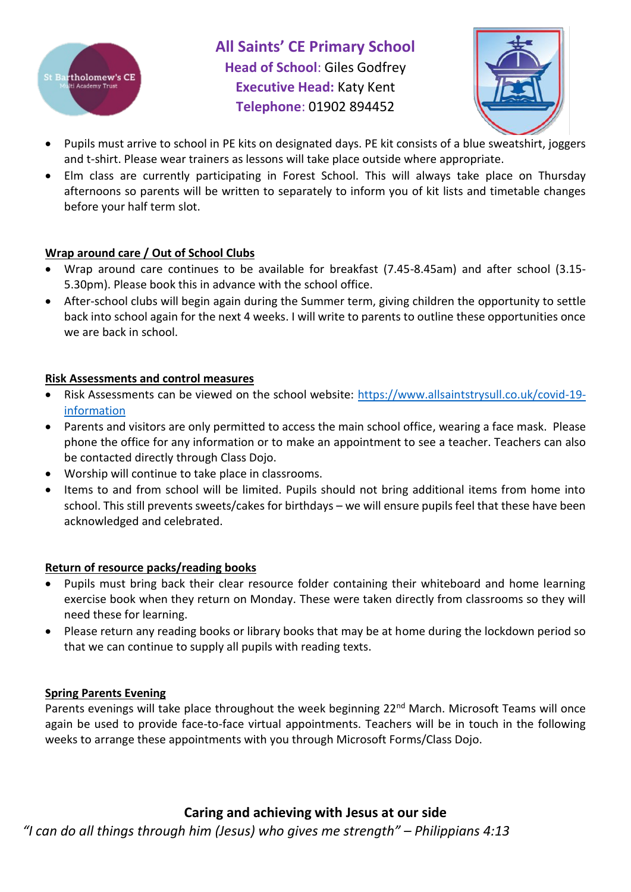- Pupils must arrive to school in PE kits on designated days. PE kit consists of a blue sweatshirt, joggers and t-shirt. Please wear trainers as lessons will take place outside where appropriate.
- Elm class are currently participating in Forest School. This will always take place on Thursday afternoons so parents will be written to separately to inform you of kit lists and timetable changes before your half term slot.

**Wrap around care / Out of School Clubs**

- Wrap around care continues to be available for breakfast (7.45-8.45am) and after school (3.15-5.30pm). Please book this in advance with the school office.
- After-school clubs will begin again during the Summer term, giving children the opportunity to settle back into school again for the next 4 weeks. I will write to parents to outline these opportunities once we are back in school.

**Risk Assessments and control measures**

- Risk Assessments can be viewed on the school website: https://www.allsaintstrysull.co.uk/covid-19-information
- Parents and visitors are only permitted to access the main school office, wearing a face mask. Please phone the office for any information or to make an appointment to see a teacher. Teachers can also be contacted directly through Class Dojo.
- Worship will continue to take place in classrooms.
- Items to and from school will be limited. Pupils should not bring additional items from home into school. This still prevents sweets/cakes for birthdays – we will ensure pupils feel that these have been acknowledged and celebrated.

**Return of resource packs/reading books**

- Pupils must bring back their clear resource folder containing their whiteboard and home learning exercise book when they return on Monday. These were taken directly from classrooms so they will need these for learning.
- Please return any reading books or library books that may be at home during the lockdown period so that we can continue to supply all pupils with reading texts.

**Spring Parents Evening**

Parents evenings will take place throughout the week beginning 22nd March. Microsoft Teams will once again be used to provide face-to-face virtual appointments. Teachers will be in touch in the following weeks to arrange these appointments with you through Microsoft Forms/Class Dojo.

**Caring and achieving with Jesus at our side**

*"I can do all things through him (Jesus) who gives me strength" – Philippians 4:13*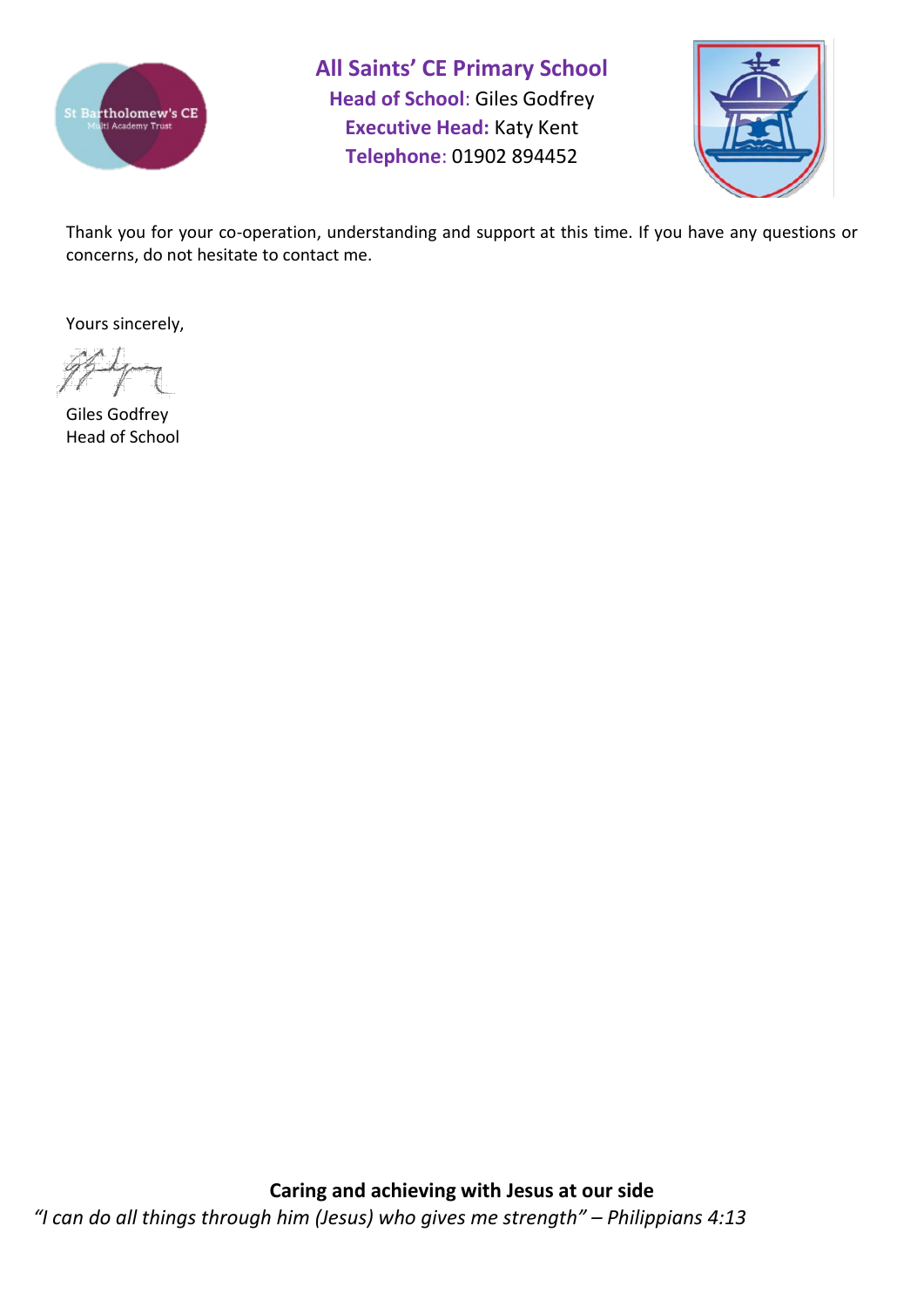Thank you for your co-operation, understanding and support at this time. If you have any questions or concerns, do not hesitate to contact me.

Yours sincerely,

Giles Godfrey
Head of School

**Caring and achieving with Jesus at our side**

*"I can do all things through him (Jesus) who gives me strength" – Philippians 4:13*